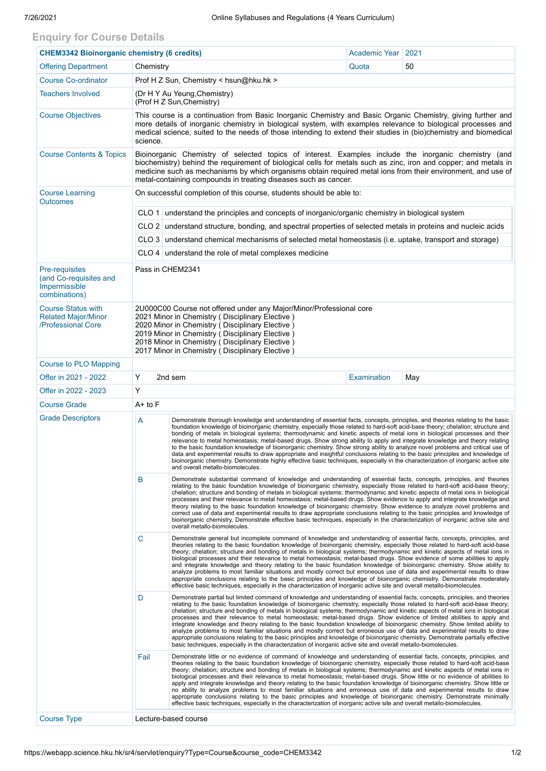## Enquiry for Course Details

| CHEM3342 Bioinorganic chemistry (6 credits) | | Academic Year | 2021 |
|---|---|---|---|
| Offering Department | Chemistry | Quota | 50 |
| Course Co-ordinator | Prof H Z Sun, Chemistry < hsun@hku.hk > | | |
| Teachers Involved | (Dr H Y Au Yeung,Chemistry)<br>(Prof H Z Sun,Chemistry) | | |
| Course Objectives | This course is a continuation from Basic Inorganic Chemistry and Basic Organic Chemistry, giving further and more details of inorganic chemistry in biological system, with examples relevance to biological processes and medical science, suited to the needs of those intending to extend their studies in (bio)chemistry and biomedical science. | | |
| Course Contents & Topics | Bioinorganic Chemistry of selected topics of interest. Examples include the inorganic chemistry (and biochemistry) behind the requirement of biological cells for metals such as zinc, iron and copper; and metals in medicine such as mechanisms by which organisms obtain required metal ions from their environment, and use of metal-containing compounds in treating diseases such as cancer. | | |
| Course Learning Outcomes | On successful completion of this course, students should be able to:<br>CLO 1 understand the principles and concepts of inorganic/organic chemistry in biological system<br>CLO 2 understand structure, bonding, and spectral properties of selected metals in proteins and nucleic acids<br>CLO 3 understand chemical mechanisms of selected metal homeostasis (i.e. uptake, transport and storage)<br>CLO 4 understand the role of metal complexes medicine | | |
| Pre-requisites (and Co-requisites and Impermissible combinations) | Pass in CHEM2341 | | |
| Course Status with Related Major/Minor /Professional Core | 2U000C00 Course not offered under any Major/Minor/Professional core<br>2021 Minor in Chemistry ( Disciplinary Elective )<br>2020 Minor in Chemistry ( Disciplinary Elective )<br>2019 Minor in Chemistry ( Disciplinary Elective )<br>2018 Minor in Chemistry ( Disciplinary Elective )<br>2017 Minor in Chemistry ( Disciplinary Elective ) | | |
| Course to PLO Mapping | | | |
| Offer in 2021 - 2022 | Y 2nd sem | Examination | May |
| Offer in 2022 - 2023 | Y | | |
| Course Grade | A+ to F | | |
| Grade Descriptors | **A** Demonstrate thorough knowledge and understanding of essential facts, concepts, principles, and theories relating to the basic foundation knowledge of bioinorganic chemistry, especially those related to hard-soft acid-base theory; chelation; structure and bonding of metals in biological systems; thermodynamic and kinetic aspects of metal ions in biological processes and their relevance to metal homeostasis; metal-based drugs. Show strong ability to apply and integrate knowledge and theory relating to the basic foundation knowledge of bioinorganic chemistry. Show strong ability to analyze novel problems and critical use of data and experimental results to draw appropriate and insightful conclusions relating to the basic principles and knowledge of bioinorganic chemistry. Demonstrate highly effective basic techniques, especially in the characterization of inorganic active site and overall metallo-biomolecules.<br><br>**B** Demonstrate substantial command of knowledge and understanding of essential facts, concepts, principles, and theories relating to the basic foundation knowledge of bioinorganic chemistry, especially those related to hard-soft acid-base theory; chelation; structure and bonding of metals in biological systems; thermodynamic and kinetic aspects of metal ions in biological processes and their relevance to metal homeostasis; metal-based drugs. Show evidence to apply and integrate knowledge and theory relating to the basic foundation knowledge of bioinorganic chemistry. Show evidence to analyze novel problems and correct use of data and experimental results to draw appropriate conclusions relating to the basic principles and knowledge of bioinorganic chemistry. Demonstrate effective basic techniques, especially in the characterization of inorganic active site and overall metallo-biomolecules.<br><br>**C** Demonstrate general but incomplete command of knowledge and understanding of essential facts, concepts, principles, and theories relating to the basic foundation knowledge of bioinorganic chemistry, especially those related to hard-soft acid-base theory; chelation; structure and bonding of metals in biological systems; thermodynamic and kinetic aspects of metal ions in biological processes and their relevance to metal homeostasis; metal-based drugs. Show evidence of some abilities to apply and integrate knowledge and theory relating to the basic foundation knowledge of bioinorganic chemistry. Show ability to analyze problems to most familiar situations and mostly correct but erroneous use of data and experimental results to draw appropriate conclusions relating to the basic principles and knowledge of bioinorganic chemistry. Demonstrate moderately effective basic techniques, especially in the characterization of inorganic active site and overall metallo-biomolecules.<br><br>**D** Demonstrate partial but limited command of knowledge and understanding of essential facts, concepts, principles, and theories relating to the basic foundation knowledge of bioinorganic chemistry, especially those related to hard-soft acid-base theory; chelation; structure and bonding of metals in biological systems; thermodynamic and kinetic aspects of metal ions in biological processes and their relevance to metal homeostasis; metal-based drugs. Show evidence of limited abilities to apply and integrate knowledge and theory relating to the basic foundation knowledge of bioinorganic chemistry. Show limited ability to analyze problems to most familiar situations and mostly correct but erroneous use of data and experimental results to draw appropriate conclusions relating to the basic principles and knowledge of bioinorganic chemistry. Demonstrate partially effective basic techniques, especially in the characterization of inorganic active site and overall metallo-biomolecules.<br><br>**Fail** Demonstrate little or no evidence of command of knowledge and understanding of essential facts, concepts, principles, and theories relating to the basic foundation knowledge of bioinorganic chemistry, especially those related to hard-soft acid-base theory; chelation; structure and bonding of metals in biological systems; thermodynamic and kinetic aspects of metal ions in biological processes and their relevance to metal homeostasis; metal-based drugs. Show little or no evidence of abilities to apply and integrate knowledge and theory relating to the basic foundation knowledge of bioinorganic chemistry. Show little or no ability to analyze problems to most familiar situations and erroneous use of data and experimental results to draw appropriate conclusions relating to the basic principles and knowledge of bioinorganic chemistry. Demonstrate minimally effective basic techniques, especially in the characterization of inorganic active site and overall metallo-biomolecules. | | |
| Course Type | Lecture-based course | | |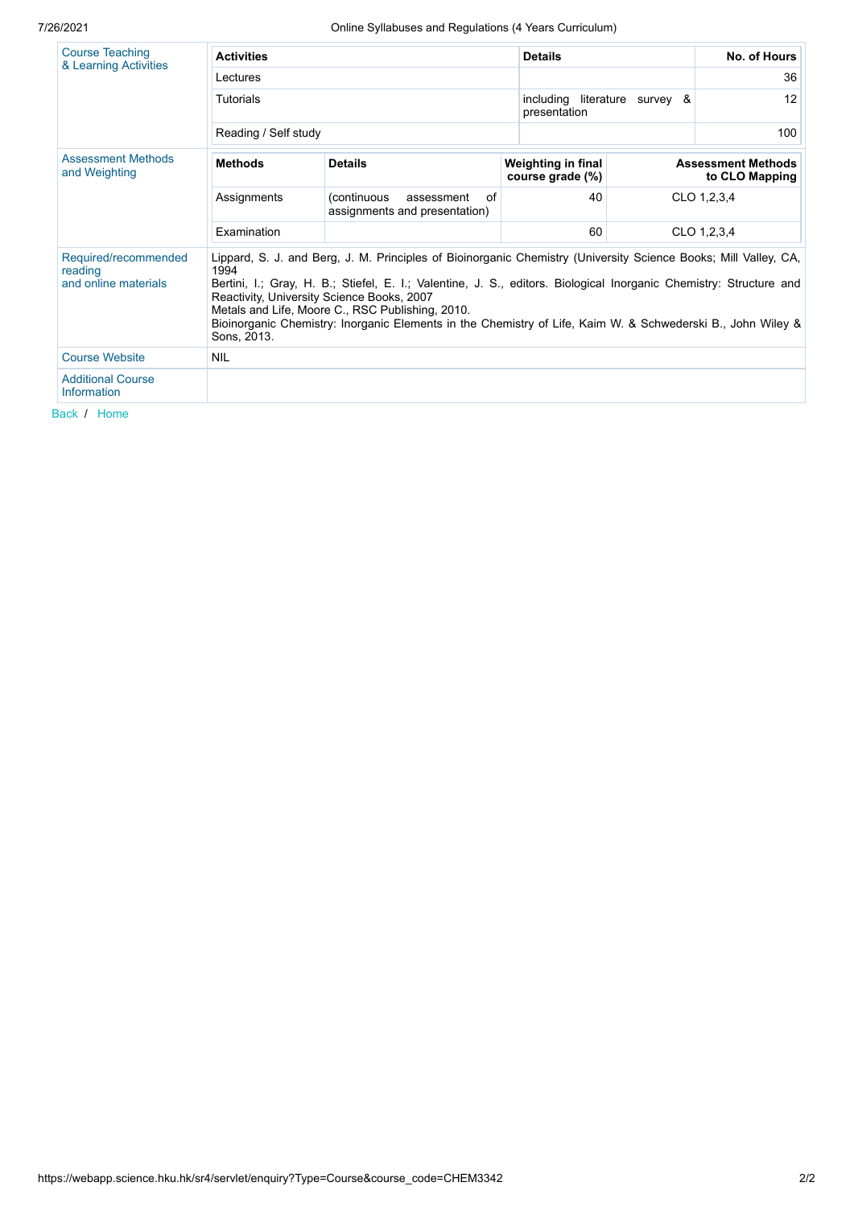| | | | | |
|---|---|---|---|---|
| Course Teaching & Learning Activities | **Activities** | | **Details** | **No. of Hours** |
| | Lectures | | | 36 |
| | Tutorials | | including literature survey & presentation | 12 |
| | Reading / Self study | | | 100 |
| Assessment Methods and Weighting | **Methods** | **Details** | **Weighting in final course grade (%)** | **Assessment Methods to CLO Mapping** |
| | Assignments | (continuous assessment of assignments and presentation) | 40 | CLO 1,2,3,4 |
| | Examination | | 60 | CLO 1,2,3,4 |
| Required/recommended reading and online materials | Lippard, S. J. and Berg, J. M. Principles of Bioinorganic Chemistry (University Science Books; Mill Valley, CA, 1994<br>Bertini, I.; Gray, H. B.; Stiefel, E. I.; Valentine, J. S., editors. Biological Inorganic Chemistry: Structure and Reactivity, University Science Books, 2007<br>Metals and Life, Moore C., RSC Publishing, 2010.<br>Bioinorganic Chemistry: Inorganic Elements in the Chemistry of Life, Kaim W. & Schwederski B., John Wiley & Sons, 2013. | | | |
| Course Website | NIL | | | |
| Additional Course Information | | | | |

Back / Home